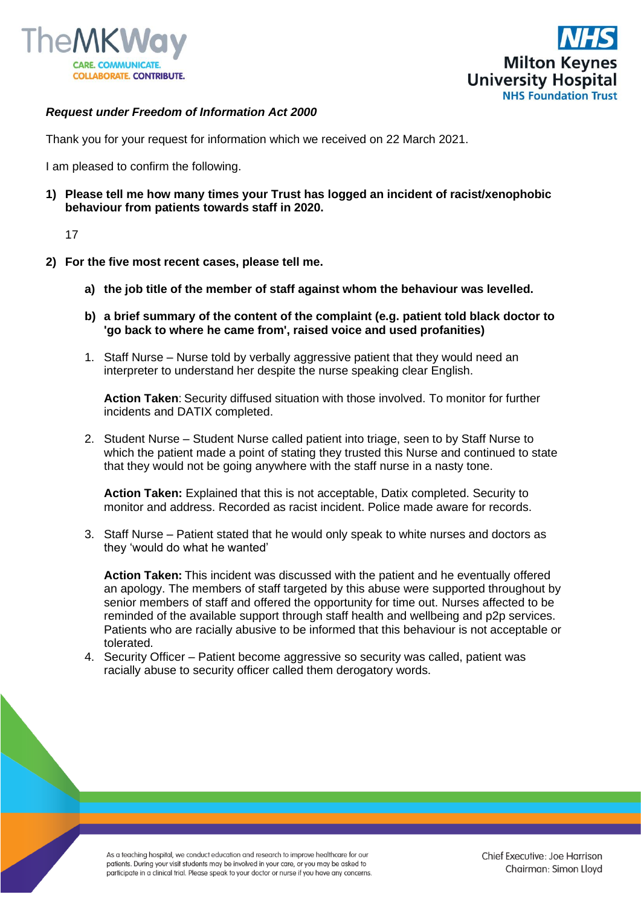***Request under Freedom of Information Act 2000***

Thank you for your request for information which we received on 22 March 2021.

I am pleased to confirm the following.

1) **Please tell me how many times your Trust has logged an incident of racist/xenophobic behaviour from patients towards staff in 2020.**

   17

2) **For the five most recent cases, please tell me.**

   a) **the job title of the member of staff against whom the behaviour was levelled.**

   b) **a brief summary of the content of the complaint (e.g. patient told black doctor to 'go back to where he came from', raised voice and used profanities)**

   1. Staff Nurse – Nurse told by verbally aggressive patient that they would need an interpreter to understand her despite the nurse speaking clear English.

      **Action Taken**: Security diffused situation with those involved. To monitor for further incidents and DATIX completed.

   2. Student Nurse – Student Nurse called patient into triage, seen to by Staff Nurse to which the patient made a point of stating they trusted this Nurse and continued to state that they would not be going anywhere with the staff nurse in a nasty tone.

      **Action Taken:** Explained that this is not acceptable, Datix completed. Security to monitor and address. Recorded as racist incident. Police made aware for records.

   3. Staff Nurse – Patient stated that he would only speak to white nurses and doctors as they 'would do what he wanted'

      **Action Taken:** This incident was discussed with the patient and he eventually offered an apology. The members of staff targeted by this abuse were supported throughout by senior members of staff and offered the opportunity for time out. Nurses affected to be reminded of the available support through staff health and wellbeing and p2p services. Patients who are racially abusive to be informed that this behaviour is not acceptable or tolerated.

   4. Security Officer – Patient become aggressive so security was called, patient was racially abuse to security officer called them derogatory words.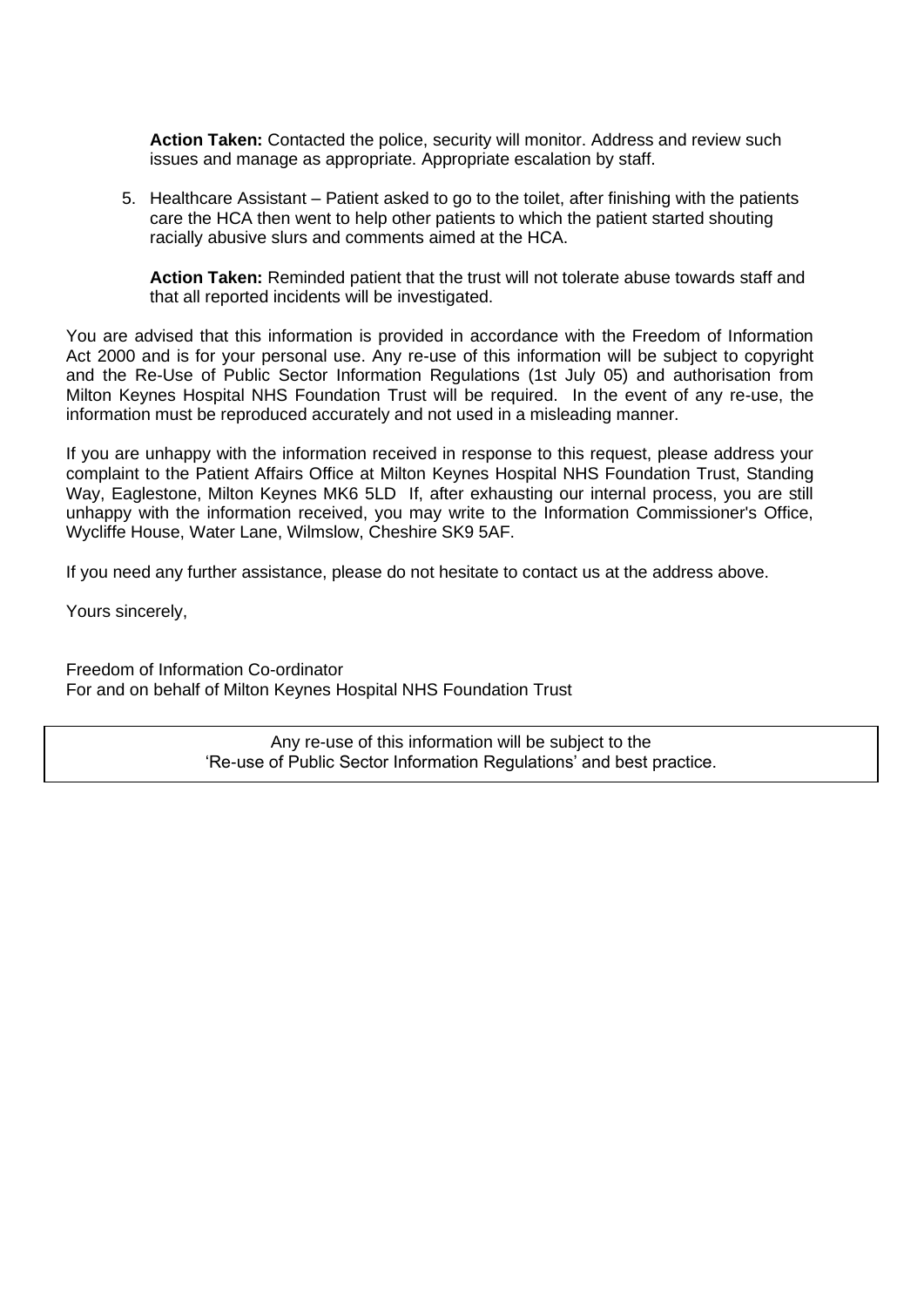**Action Taken:** Contacted the police, security will monitor. Address and review such issues and manage as appropriate. Appropriate escalation by staff.

5. Healthcare Assistant – Patient asked to go to the toilet, after finishing with the patients care the HCA then went to help other patients to which the patient started shouting racially abusive slurs and comments aimed at the HCA.

   **Action Taken:** Reminded patient that the trust will not tolerate abuse towards staff and that all reported incidents will be investigated.

You are advised that this information is provided in accordance with the Freedom of Information Act 2000 and is for your personal use. Any re-use of this information will be subject to copyright and the Re-Use of Public Sector Information Regulations (1st July 05) and authorisation from Milton Keynes Hospital NHS Foundation Trust will be required. In the event of any re-use, the information must be reproduced accurately and not used in a misleading manner.

If you are unhappy with the information received in response to this request, please address your complaint to the Patient Affairs Office at Milton Keynes Hospital NHS Foundation Trust, Standing Way, Eaglestone, Milton Keynes MK6 5LD If, after exhausting our internal process, you are still unhappy with the information received, you may write to the Information Commissioner's Office, Wycliffe House, Water Lane, Wilmslow, Cheshire SK9 5AF.

If you need any further assistance, please do not hesitate to contact us at the address above.

Yours sincerely,

Freedom of Information Co-ordinator
For and on behalf of Milton Keynes Hospital NHS Foundation Trust

Any re-use of this information will be subject to the
'Re-use of Public Sector Information Regulations' and best practice.